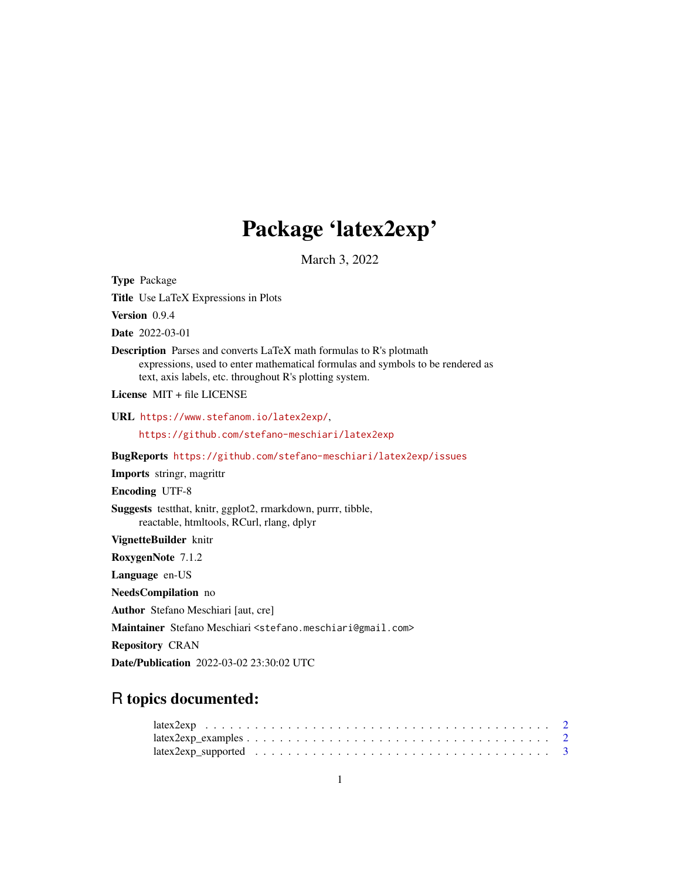# Package 'latex2exp'

March 3, 2022

**Type** Package

**Title** Use LaTeX Expressions in Plots

**Version** 0.9.4

**Date** 2022-03-01

**Description** Parses and converts LaTeX math formulas to R's plotmath expressions, used to enter mathematical formulas and symbols to be rendered as text, axis labels, etc. throughout R's plotting system.

**License** MIT + file LICENSE

**URL** https://www.stefanom.io/latex2exp/, https://github.com/stefano-meschiari/latex2exp

**BugReports** https://github.com/stefano-meschiari/latex2exp/issues

**Imports** stringr, magrittr

**Encoding** UTF-8

**Suggests** testthat, knitr, ggplot2, rmarkdown, purrr, tibble, reactable, htmltools, RCurl, rlang, dplyr

**VignetteBuilder** knitr

**RoxygenNote** 7.1.2

**Language** en-US

**NeedsCompilation** no

**Author** Stefano Meschiari [aut, cre]

**Maintainer** Stefano Meschiari <stefano.meschiari@gmail.com>

**Repository** CRAN

**Date/Publication** 2022-03-02 23:30:02 UTC

## R topics documented:

- latex2exp . . . . . . . . . . . . . . . . . . . . . . . . . . . . . . . . . . . . . . . . . 2
- latex2exp_examples . . . . . . . . . . . . . . . . . . . . . . . . . . . . . . . . . . . . 2
- latex2exp_supported . . . . . . . . . . . . . . . . . . . . . . . . . . . . . . . . . . . 3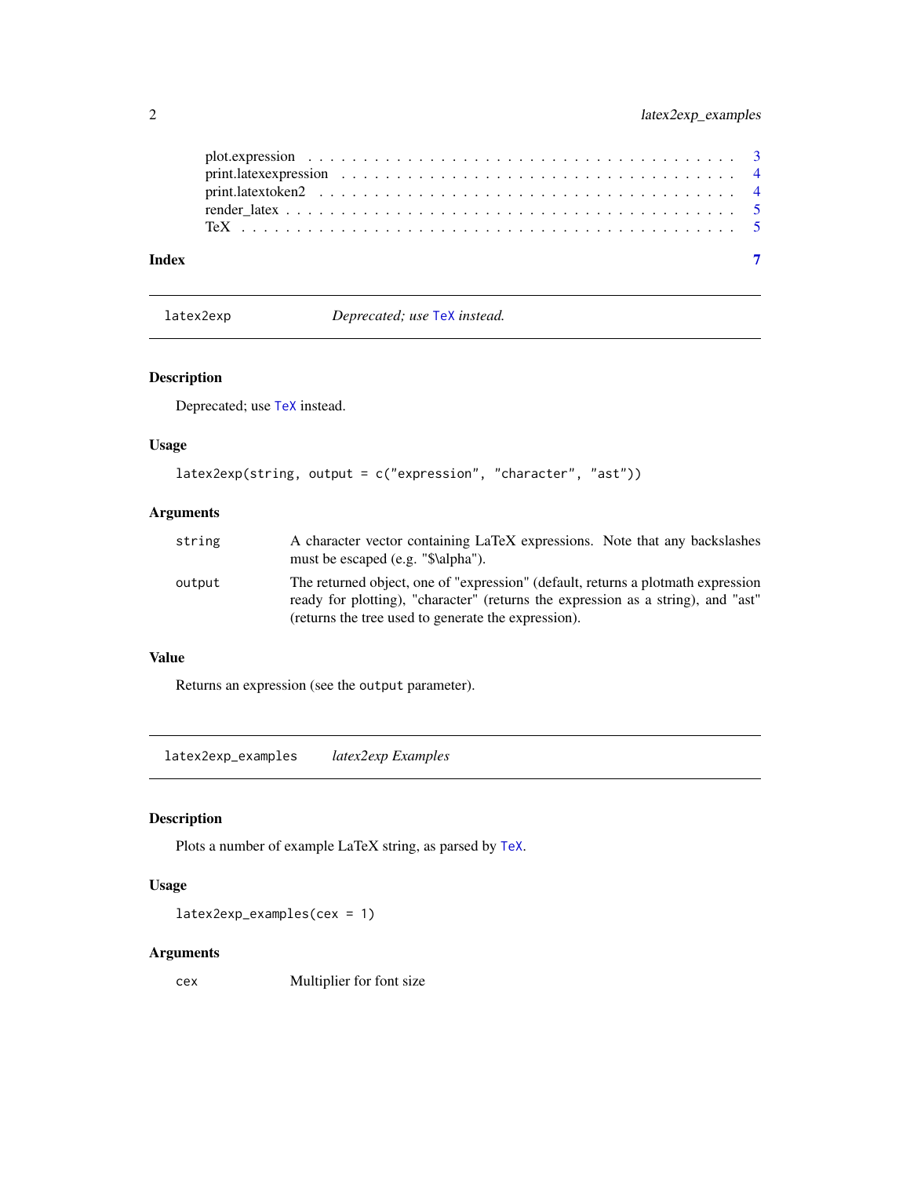- plot.expression . . . . . . . . . . . . . . . . . . . . . . . . . . . . . . . . . . . . 3
- print.latexexpression . . . . . . . . . . . . . . . . . . . . . . . . . . . . . . . . . 4
- print.latextoken2 . . . . . . . . . . . . . . . . . . . . . . . . . . . . . . . . . . . 4
- render_latex . . . . . . . . . . . . . . . . . . . . . . . . . . . . . . . . . . . . . 5
- TeX . . . . . . . . . . . . . . . . . . . . . . . . . . . . . . . . . . . . . . . . . 5

**Index** 7

---

## latex2exp — *Deprecated; use TeX instead.*

### Description

Deprecated; use TeX instead.

### Usage

```
latex2exp(string, output = c("expression", "character", "ast"))
```

### Arguments

| | |
|---|---|
| string | A character vector containing LaTeX expressions. Note that any backslashes must be escaped (e.g. "$\alpha"). |
| output | The returned object, one of "expression" (default, returns a plotmath expression ready for plotting), "character" (returns the expression as a string), and "ast" (returns the tree used to generate the expression). |

### Value

Returns an expression (see the `output` parameter).

---

## latex2exp_examples — *latex2exp Examples*

### Description

Plots a number of example LaTeX string, as parsed by TeX.

### Usage

```
latex2exp_examples(cex = 1)
```

### Arguments

| | |
|---|---|
| cex | Multiplier for font size |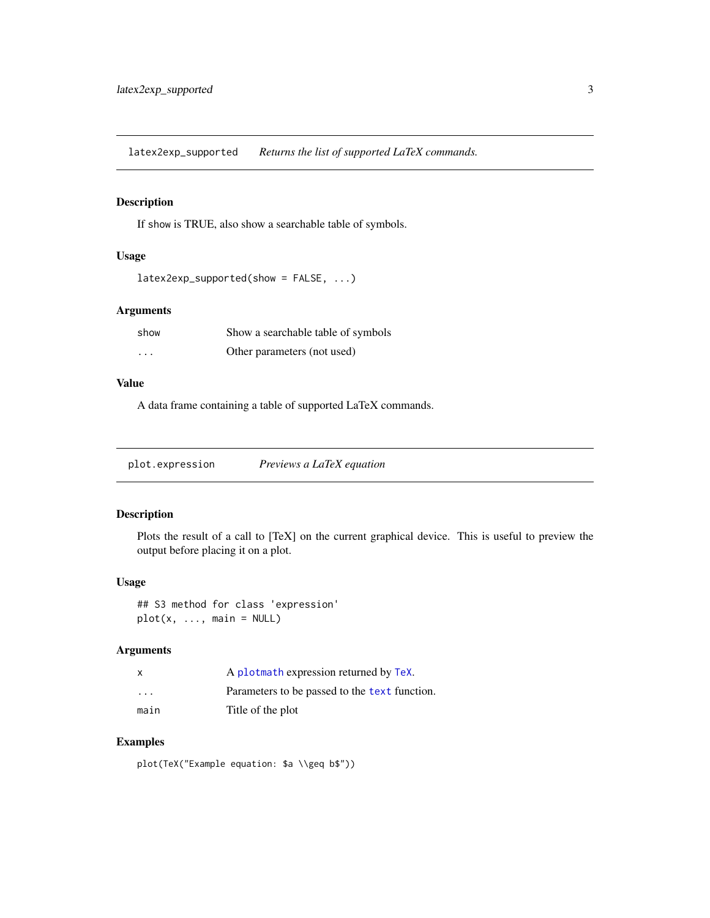## latex2exp_supported — *Returns the list of supported LaTeX commands.*

### Description

If show is TRUE, also show a searchable table of symbols.

### Usage

```
latex2exp_supported(show = FALSE, ...)
```

### Arguments

| | |
|---|---|
| show | Show a searchable table of symbols |
| ... | Other parameters (not used) |

### Value

A data frame containing a table of supported LaTeX commands.

## plot.expression — *Previews a LaTeX equation*

### Description

Plots the result of a call to [TeX] on the current graphical device. This is useful to preview the output before placing it on a plot.

### Usage

```
## S3 method for class 'expression'
plot(x, ..., main = NULL)
```

### Arguments

| | |
|---|---|
| x | A `plotmath` expression returned by `TeX`. |
| ... | Parameters to be passed to the `text` function. |
| main | Title of the plot |

### Examples

```
plot(TeX("Example equation: $a \\geq b$"))
```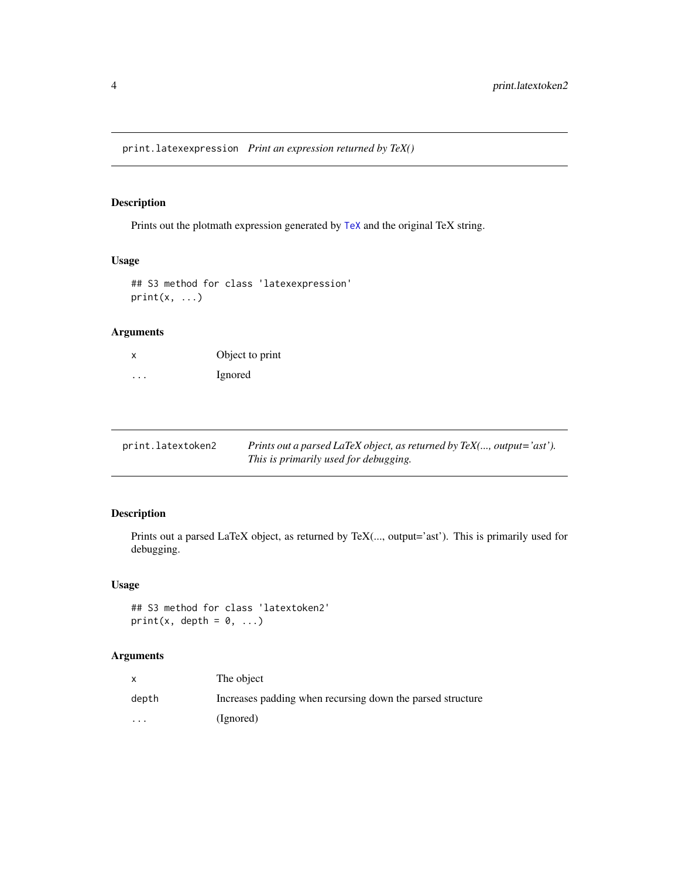## print.latexexpression *Print an expression returned by TeX()*

### Description

Prints out the plotmath expression generated by TeX and the original TeX string.

### Usage

```
## S3 method for class 'latexexpression'
print(x, ...)
```

### Arguments

| | |
|---|---|
| x | Object to print |
| ... | Ignored |

## print.latextoken2 *Prints out a parsed LaTeX object, as returned by TeX(..., output='ast'). This is primarily used for debugging.*

### Description

Prints out a parsed LaTeX object, as returned by TeX(..., output='ast'). This is primarily used for debugging.

### Usage

```
## S3 method for class 'latextoken2'
print(x, depth = 0, ...)
```

### Arguments

| | |
|---|---|
| x | The object |
| depth | Increases padding when recursing down the parsed structure |
| ... | (Ignored) |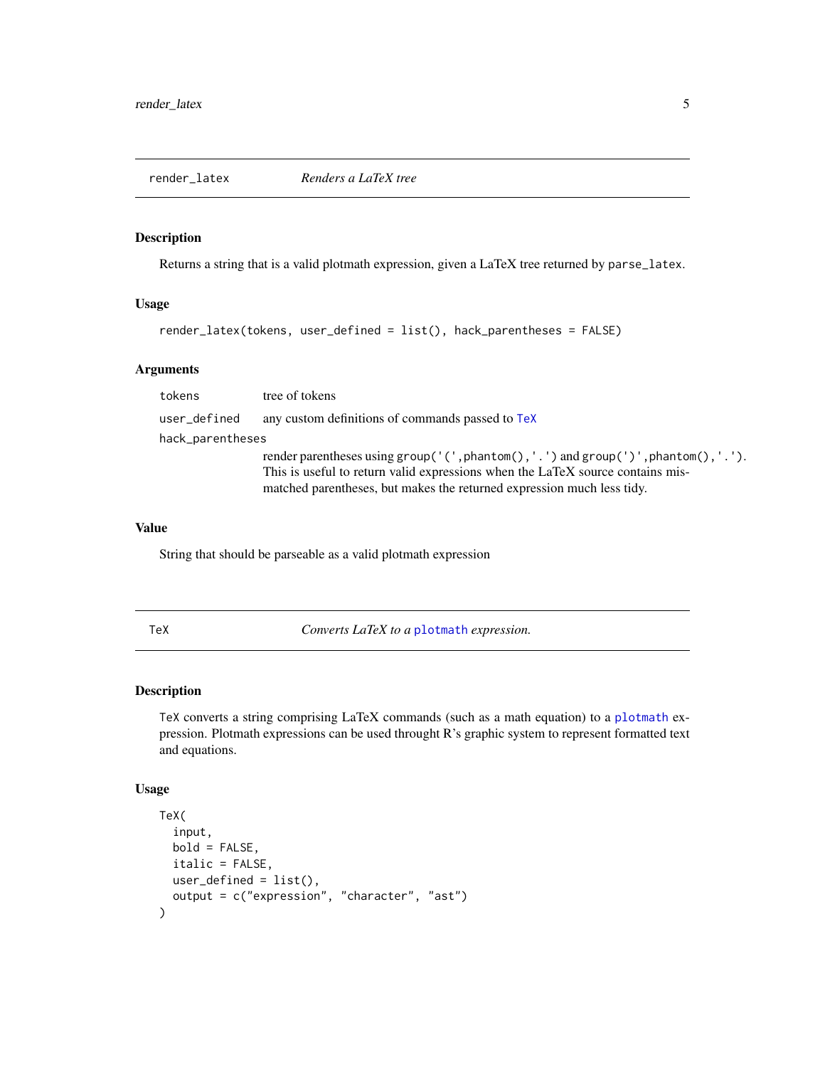## render_latex — *Renders a LaTeX tree*

### Description

Returns a string that is a valid plotmath expression, given a LaTeX tree returned by `parse_latex`.

### Usage

```
render_latex(tokens, user_defined = list(), hack_parentheses = FALSE)
```

### Arguments

| | |
|---|---|
| `tokens` | tree of tokens |
| `user_defined` | any custom definitions of commands passed to `TeX` |
| `hack_parentheses` | render parentheses using `group('(',phantom(),'.')` and `group(')',phantom(),'.')`. This is useful to return valid expressions when the LaTeX source contains mismatched parentheses, but makes the returned expression much less tidy. |

### Value

String that should be parseable as a valid plotmath expression

## TeX — *Converts LaTeX to a `plotmath` expression.*

### Description

`TeX` converts a string comprising LaTeX commands (such as a math equation) to a `plotmath` expression. Plotmath expressions can be used throught R's graphic system to represent formatted text and equations.

### Usage

```
TeX(
  input,
  bold = FALSE,
  italic = FALSE,
  user_defined = list(),
  output = c("expression", "character", "ast")
)
```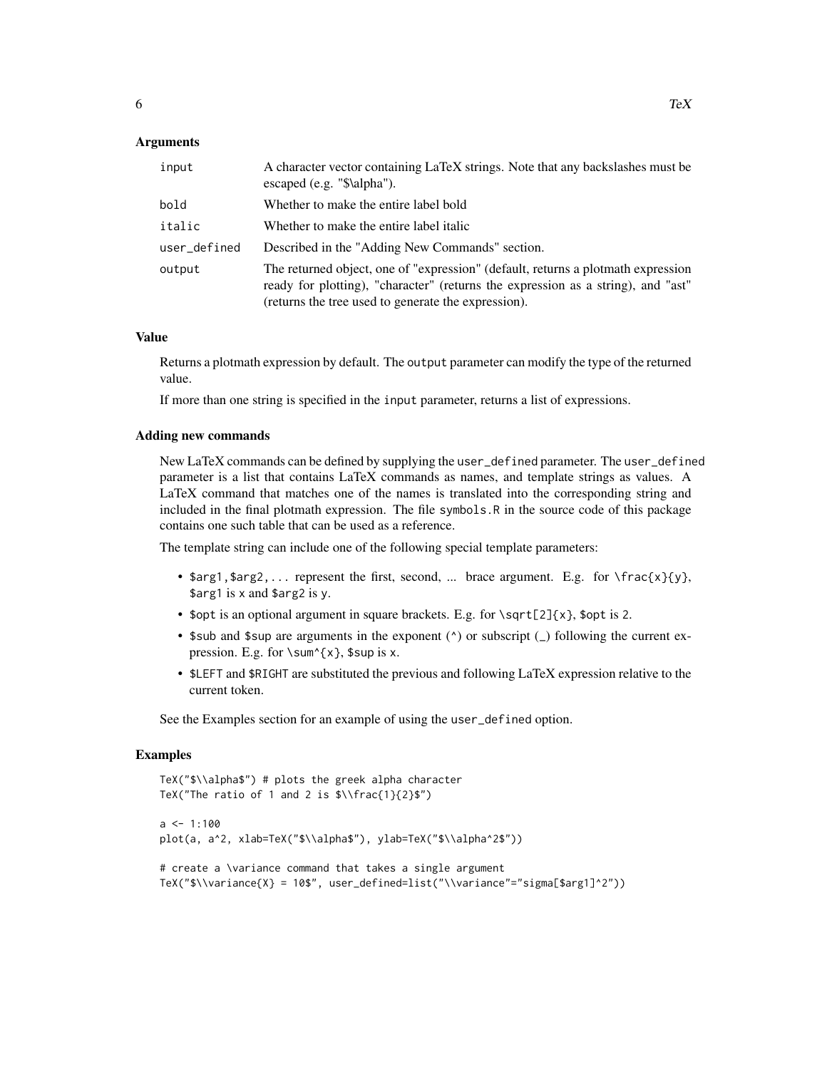### Arguments

| | |
|---|---|
| `input` | A character vector containing LaTeX strings. Note that any backslashes must be escaped (e.g. "$\alpha"). |
| `bold` | Whether to make the entire label bold |
| `italic` | Whether to make the entire label italic |
| `user_defined` | Described in the "Adding New Commands" section. |
| `output` | The returned object, one of "expression" (default, returns a plotmath expression ready for plotting), "character" (returns the expression as a string), and "ast" (returns the tree used to generate the expression). |

### Value

Returns a plotmath expression by default. The `output` parameter can modify the type of the returned value.

If more than one string is specified in the `input` parameter, returns a list of expressions.

### Adding new commands

New LaTeX commands can be defined by supplying the `user_defined` parameter. The `user_defined` parameter is a list that contains LaTeX commands as names, and template strings as values. A LaTeX command that matches one of the names is translated into the corresponding string and included in the final plotmath expression. The file `symbols.R` in the source code of this package contains one such table that can be used as a reference.

The template string can include one of the following special template parameters:

- `$arg1,$arg2,...` represent the first, second, ... brace argument. E.g. for `\frac{x}{y}`, `$arg1` is `x` and `$arg2` is `y`.
- `$opt` is an optional argument in square brackets. E.g. for `\sqrt[2]{x}`, `$opt` is `2`.
- `$sub` and `$sup` are arguments in the exponent (`^`) or subscript (`_`) following the current expression. E.g. for `\sum^{x}`, `$sup` is `x`.
- `$LEFT` and `$RIGHT` are substituted the previous and following LaTeX expression relative to the current token.

See the Examples section for an example of using the `user_defined` option.

### Examples

```
TeX("$\\alpha$") # plots the greek alpha character
TeX("The ratio of 1 and 2 is $\\frac{1}{2}$")

a <- 1:100
plot(a, a^2, xlab=TeX("$\\alpha$"), ylab=TeX("$\\alpha^2$"))

# create a \variance command that takes a single argument
TeX("$\\variance{X} = 10$", user_defined=list("\\variance"="sigma[$arg1]^2"))
```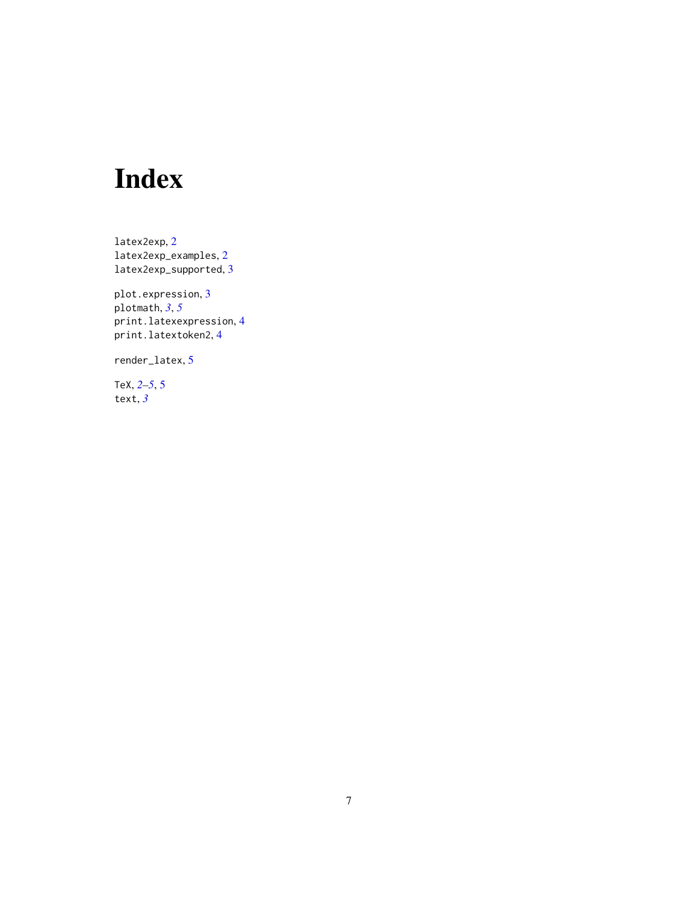# Index

latex2exp, 2
latex2exp_examples, 2
latex2exp_supported, 3

plot.expression, 3
plotmath, *3*, *5*
print.latexexpression, 4
print.latextoken2, 4

render_latex, 5

TeX, *2–5*, 5
text, *3*